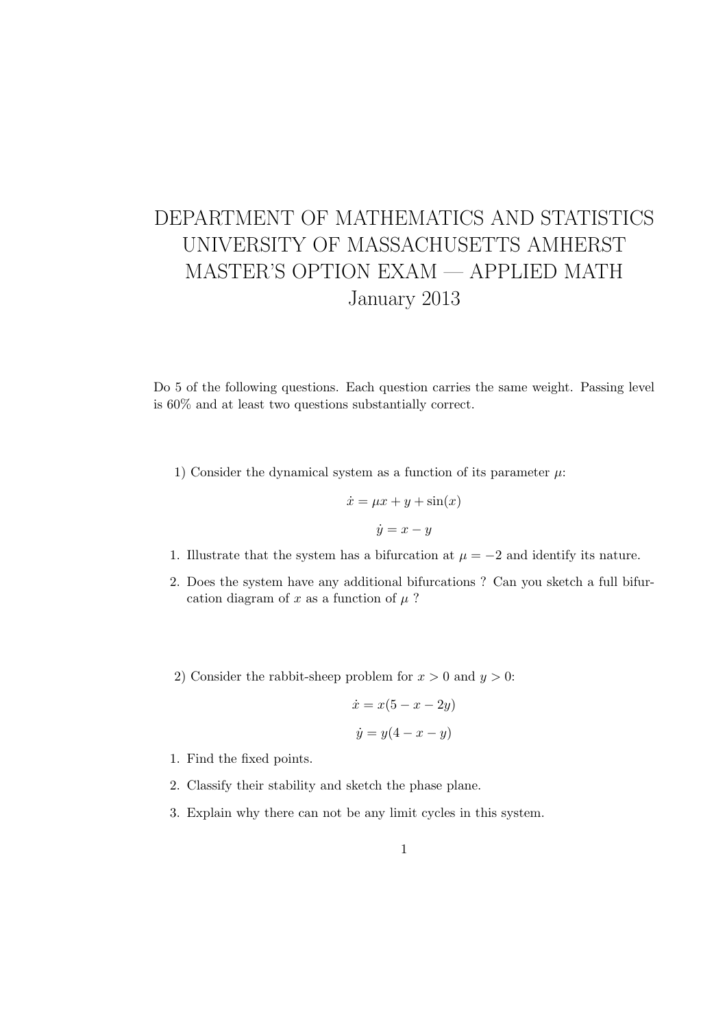# DEPARTMENT OF MATHEMATICS AND STATISTICS
# UNIVERSITY OF MASSACHUSETTS AMHERST
# MASTER'S OPTION EXAM — APPLIED MATH
# January 2013

Do 5 of the following questions. Each question carries the same weight. Passing level is 60% and at least two questions substantially correct.

1) Consider the dynamical system as a function of its parameter $\mu$:

$$\dot{x} = \mu x + y + \sin(x)$$

$$\dot{y} = x - y$$

1. Illustrate that the system has a bifurcation at $\mu = -2$ and identify its nature.
2. Does the system have any additional bifurcations ? Can you sketch a full bifurcation diagram of $x$ as a function of $\mu$ ?

2) Consider the rabbit-sheep problem for $x > 0$ and $y > 0$:

$$\dot{x} = x(5 - x - 2y)$$

$$\dot{y} = y(4 - x - y)$$

1. Find the fixed points.
2. Classify their stability and sketch the phase plane.
3. Explain why there can not be any limit cycles in this system.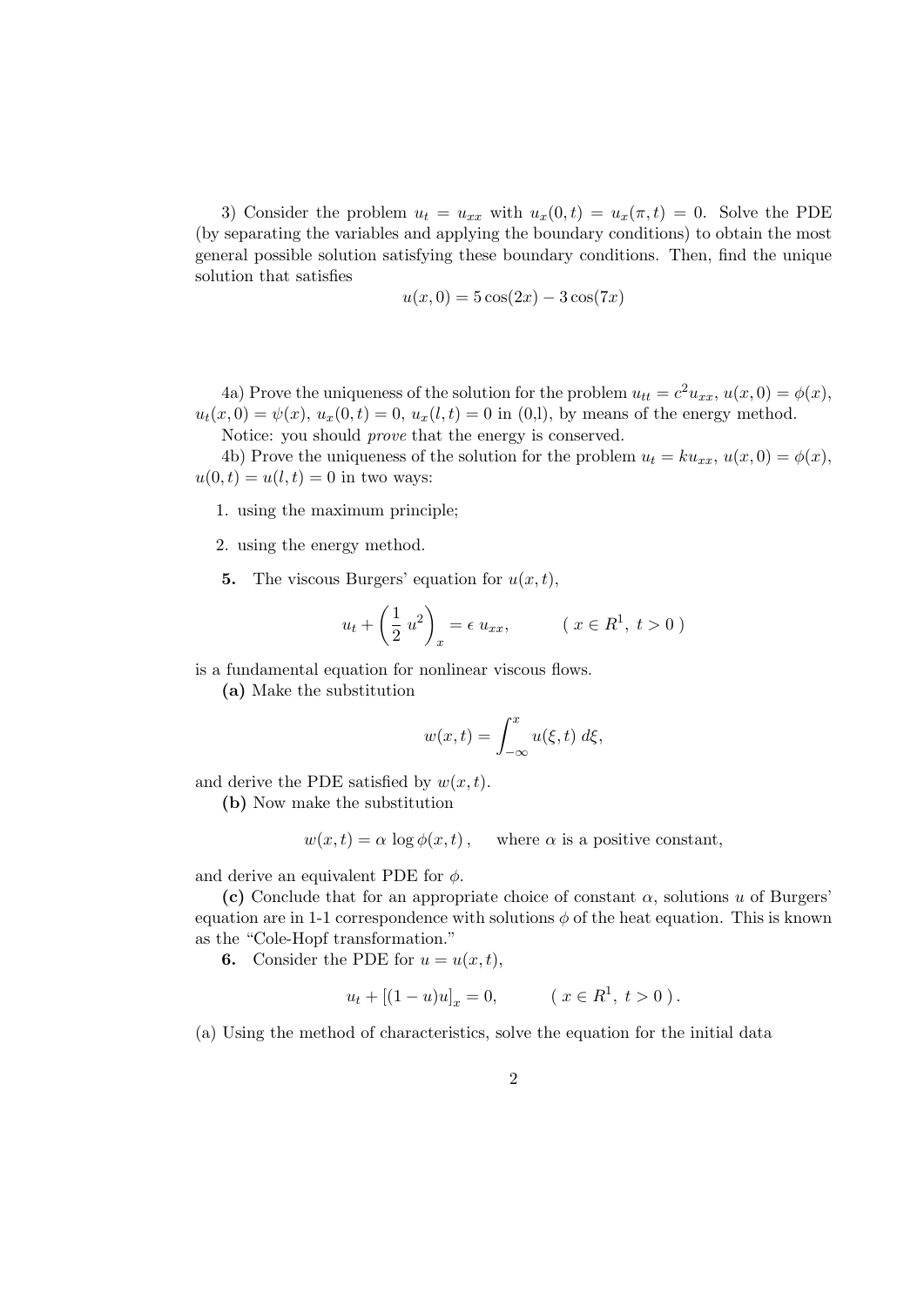3) Consider the problem $u_t = u_{xx}$ with $u_x(0,t) = u_x(\pi,t) = 0$. Solve the PDE (by separating the variables and applying the boundary conditions) to obtain the most general possible solution satisfying these boundary conditions. Then, find the unique solution that satisfies

$$u(x,0) = 5\cos(2x) - 3\cos(7x)$$

4a) Prove the uniqueness of the solution for the problem $u_{tt} = c^2 u_{xx}$, $u(x,0) = \phi(x)$, $u_t(x,0) = \psi(x)$, $u_x(0,t) = 0$, $u_x(l,t) = 0$ in (0,l), by means of the energy method.

Notice: you should *prove* that the energy is conserved.

4b) Prove the uniqueness of the solution for the problem $u_t = ku_{xx}$, $u(x,0) = \phi(x)$, $u(0,t) = u(l,t) = 0$ in two ways:

1. using the maximum principle;
2. using the energy method.

**5.** The viscous Burgers' equation for $u(x,t)$,

$$u_t + \left(\frac{1}{2}\, u^2\right)_x = \epsilon\, u_{xx}, \qquad ( \, x \in R^1, \; t > 0 \, )$$

is a fundamental equation for nonlinear viscous flows.

**(a)** Make the substitution

$$w(x,t) = \int_{-\infty}^{x} u(\xi,t)\, d\xi,$$

and derive the PDE satisfied by $w(x,t)$.

**(b)** Now make the substitution

$$w(x,t) = \alpha\, \log \phi(x,t)\,, \qquad \text{where } \alpha \text{ is a positive constant,}$$

and derive an equivalent PDE for $\phi$.

**(c)** Conclude that for an appropriate choice of constant $\alpha$, solutions $u$ of Burgers' equation are in 1-1 correspondence with solutions $\phi$ of the heat equation. This is known as the "Cole-Hopf transformation."

**6.** Consider the PDE for $u = u(x,t)$,

$$u_t + [(1-u)u]_x = 0, \qquad ( \, x \in R^1, \; t > 0 \, ).$$

(a) Using the method of characteristics, solve the equation for the initial data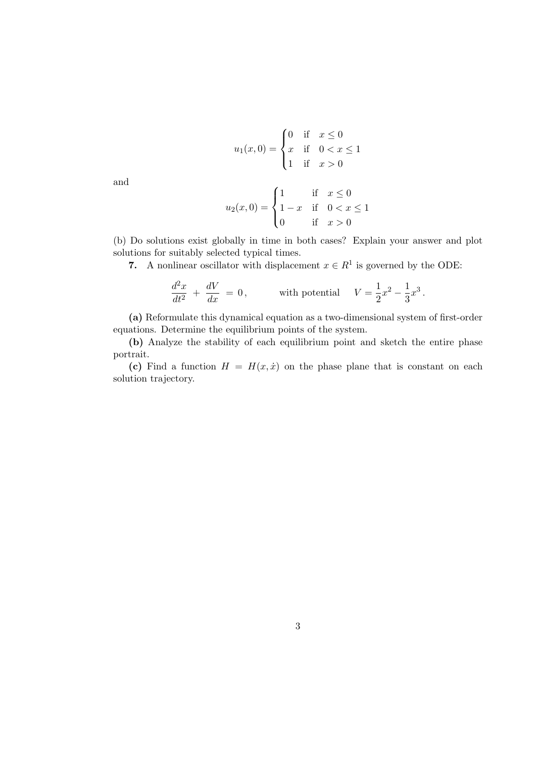$$u_1(x,0) = \begin{cases} 0 & \text{if} \quad x \le 0 \\ x & \text{if} \quad 0 < x \le 1 \\ 1 & \text{if} \quad x > 0 \end{cases}$$

and

$$u_2(x,0) = \begin{cases} 1 & \text{if} \quad x \le 0 \\ 1-x & \text{if} \quad 0 < x \le 1 \\ 0 & \text{if} \quad x > 0 \end{cases}$$

(b) Do solutions exist globally in time in both cases? Explain your answer and plot solutions for suitably selected typical times.

**7.** A nonlinear oscillator with displacement $x \in R^1$ is governed by the ODE:

$$\frac{d^2x}{dt^2} + \frac{dV}{dx} = 0, \qquad \text{with potential} \quad V = \frac{1}{2}x^2 - \frac{1}{3}x^3 .$$

**(a)** Reformulate this dynamical equation as a two-dimensional system of first-order equations. Determine the equilibrium points of the system.

**(b)** Analyze the stability of each equilibrium point and sketch the entire phase portrait.

**(c)** Find a function $H = H(x, \dot{x})$ on the phase plane that is constant on each solution trajectory.